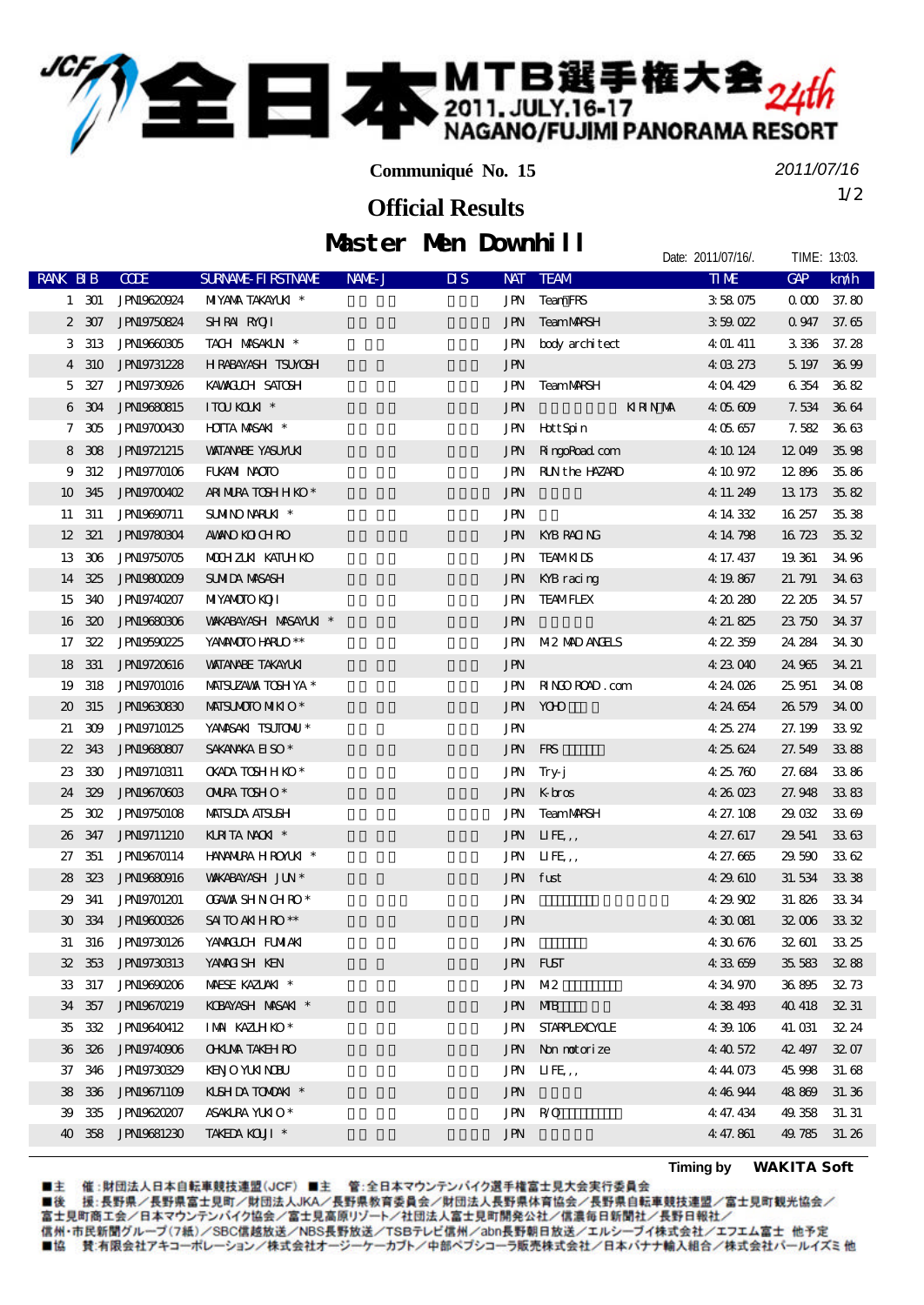# 全日本MTB選手権大会 24th

2011.JULY.16-17
NAGANO/FUJIMI PANORAMA RESORT

**Communiqué No. 15**

*2011/07/16*

## Official Results

## Master Men Downhill

Date: 2011/07/16/.　TIME: 13:03.

| RANK | BIB | CODE | SURNAME-FIRSTNAME | NAME-J | DIS | NAT | TEAM | TIME | GAP | km/h |
|---|---|---|---|---|---|---|---|---|---|---|
| 1 | 301 | JPN19620924 | MIYAMA TAKAYUKI * | | | JPN | Team FRS | 3:58.075 | 0.000 | 37.80 |
| 2 | 307 | JPN19750824 | SHIRAI RYOJI | | | JPN | Team MARSH | 3:59.022 | 0.947 | 37.65 |
| 3 | 313 | JPN19660305 | TACHI MASAKUNI * | | | JPN | body architect | 4:01.411 | 3.336 | 37.28 |
| 4 | 310 | JPN19731228 | HIRABAYASHI TSUYOSHI | | | JPN | | 4:03.273 | 5.197 | 36.99 |
| 5 | 327 | JPN19730926 | KAWAGUCHI SATOSHI | | | JPN | Team MARSH | 4:04.429 | 6.354 | 36.82 |
| 6 | 304 | JPN19680815 | ITOU KOUKI * | | | JPN | KIRINJMA | 4:05.609 | 7.534 | 36.64 |
| 7 | 305 | JPN19700430 | HOTTA MASAKI * | | | JPN | HottSpin | 4:05.657 | 7.582 | 36.63 |
| 8 | 308 | JPN19721215 | WATANABE YASUYUKI | | | JPN | RingoRoad.com | 4:10.124 | 12.049 | 35.98 |
| 9 | 312 | JPN19770106 | FUKAMI NAOTO | | | JPN | RUN the HAZARD | 4:10.972 | 12.896 | 35.86 |
| 10 | 345 | JPN19700402 | ARIMURA TOSHIHIKO * | | | JPN | | 4:11.249 | 13.173 | 35.82 |
| 11 | 311 | JPN19690711 | SUMINO NARUKI * | | | JPN | | 4:14.332 | 16.257 | 35.38 |
| 12 | 321 | JPN19780304 | AWANO KOICHIRO | | | JPN | KYB RACING | 4:14.798 | 16.723 | 35.32 |
| 13 | 306 | JPN19750705 | MOCHIZUKI KATUHIKO | | | JPN | TEAM KIDS | 4:17.437 | 19.361 | 34.96 |
| 14 | 325 | JPN19800209 | SUMIDA MASASHI | | | JPN | KYB racing | 4:19.867 | 21.791 | 34.63 |
| 15 | 340 | JPN19740207 | MIYAMOTO KOJI | | | JPN | TEAM FLEX | 4:20.280 | 22.205 | 34.57 |
| 16 | 320 | JPN19680306 | WAKABAYASHI MASAYUKI * | | | JPN | | 4:21.825 | 23.750 | 34.37 |
| 17 | 322 | JPN19590225 | YAMAMOTO HARUO ** | | | JPN | M2 MAD ANGELS | 4:22.359 | 24.284 | 34.30 |
| 18 | 331 | JPN19720616 | WATANABE TAKAYUKI | | | JPN | | 4:23.040 | 24.965 | 34.21 |
| 19 | 318 | JPN19701016 | MATSUZAWA TOSHIYA * | | | JPN | RINGO ROAD.com | 4:24.026 | 25.951 | 34.08 |
| 20 | 315 | JPN19630830 | MATSUMOTO MIKIO * | | | JPN | YOHO | 4:24.654 | 26.579 | 34.00 |
| 21 | 309 | JPN19710125 | YAMASAKI TSUTOMU * | | | JPN | | 4:25.274 | 27.199 | 33.92 |
| 22 | 343 | JPN19680807 | SAKANAKA EISO * | | | JPN | FRS | 4:25.624 | 27.549 | 33.88 |
| 23 | 330 | JPN19710311 | OKADA TOSHIHIKO * | | | JPN | Try-j | 4:25.760 | 27.684 | 33.86 |
| 24 | 329 | JPN19670603 | OMURA TOSHIO * | | | JPN | K-bros | 4:26.023 | 27.948 | 33.83 |
| 25 | 302 | JPN19750108 | MATSUDA ATSUSHI | | | JPN | Team MARSH | 4:27.108 | 29.032 | 33.69 |
| 26 | 347 | JPN19711210 | KURITA NAOKI * | | | JPN | LIFE,,, | 4:27.617 | 29.541 | 33.63 |
| 27 | 351 | JPN19670114 | HANAMURA HIROYUKI * | | | JPN | LIFE,,, | 4:27.665 | 29.590 | 33.62 |
| 28 | 323 | JPN19680916 | WAKABAYASHI JUN * | | | JPN | fust | 4:29.610 | 31.534 | 33.38 |
| 29 | 341 | JPN19701201 | OGAWA SHINICHIRO * | | | JPN | | 4:29.902 | 31.826 | 33.34 |
| 30 | 334 | JPN19600326 | SAITO AKIHIRO ** | | | JPN | | 4:30.081 | 32.006 | 33.32 |
| 31 | 316 | JPN19730126 | YAMAGUCHI FUMIAKI | | | JPN | | 4:30.676 | 32.601 | 33.25 |
| 32 | 353 | JPN19730313 | YAMAGISHI KEN | | | JPN | FUST | 4:33.659 | 35.583 | 32.88 |
| 33 | 317 | JPN19690206 | MAESE KAZUAKI * | | | JPN | M2 | 4:34.970 | 36.895 | 32.73 |
| 34 | 357 | JPN19670219 | KOBAYASHI MASAKI * | | | JPN | MTB | 4:38.493 | 40.418 | 32.31 |
| 35 | 332 | JPN19640412 | IMAI KAZUHIKO * | | | JPN | STARPLEXCYCLE | 4:39.106 | 41.031 | 32.24 |
| 36 | 326 | JPN19740906 | OHKUMA TAKEHIRO | | | JPN | Non motorize | 4:40.572 | 42.497 | 32.07 |
| 37 | 346 | JPN19730329 | KENJO YUKINOBU | | | JPN | LIFE,,, | 4:44.073 | 45.998 | 31.68 |
| 38 | 336 | JPN19671109 | KUSHIDA TOMOAKI * | | | JPN | | 4:46.944 | 48.869 | 31.36 |
| 39 | 335 | JPN19620207 | ASAKURA YUKIO * | | | JPN | R/O | 4:47.434 | 49.358 | 31.31 |
| 40 | 358 | JPN19681230 | TAKEDA KOUJI * | | | JPN | | 4:47.861 | 49.785 | 31.26 |

**Timing by　WAKITA Soft**

■主　催：財団法人日本自転車競技連盟（JCF）■主　管：全日本マウンテンバイク選手権富士見大会実行委員会
■後　援：長野県／長野県富士見町／財団法人JKA／長野県教育委員会／財団法人長野県体育協会／長野県自転車競技連盟／富士見町観光協会／富士見町商工会／日本マウンテンバイク協会／富士見高原リゾート／社団法人富士見町開発公社／信濃毎日新聞社／長野日報社／信州・市民新聞グループ（7紙）／SBC信越放送／NBS長野放送／TSBテレビ信州／abn長野朝日放送／エルシーブイ株式会社／エフエム富士 他予定
■協　賛：有限会社アキコーポレーション／株式会社オージーケーカブト／中部ペプシコーラ販売株式会社／日本バナナ輸入組合／株式会社パールイズミ 他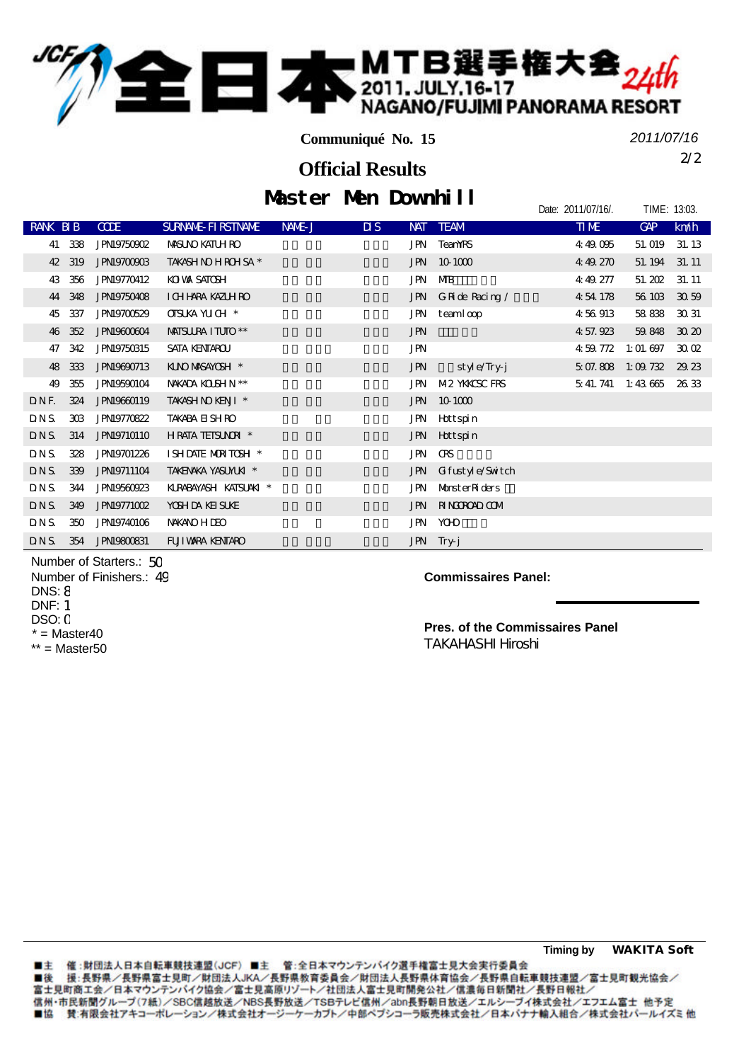**Communiqué No. 15**

2011/07/16

## Official Results

# Master Men Downhill

Date: 2011/07/16/. TIME: 13:03.

| RANK | BIB | CODE | SURNAME-FIRSTNAME | NAME-J | DIS | NAT | TEAM | TIME | GAP | km/h |
|---|---|---|---|---|---|---|---|---|---|---|
| 41 | 338 | JPN19750902 | MASUNO KATUHIRO | | | JPN | TeamYRS | 4:49.095 | 51.019 | 31.13 |
| 42 | 319 | JPN19700903 | TAKASHINO HIROHISA * | | | JPN | 10-1000 | 4:49.270 | 51.194 | 31.11 |
| 43 | 356 | JPN19770412 | KOIWA SATOSHI | | | JPN | MTB | 4:49.277 | 51.202 | 31.11 |
| 44 | 348 | JPN19750408 | ICHIHARA KAZUHIRO | | | JPN | G-Ride Racing / | 4:54.178 | 56.103 | 30.59 |
| 45 | 337 | JPN19700529 | OTSUKA YUICHI * | | | JPN | teamloop | 4:56.913 | 58.838 | 30.31 |
| 46 | 352 | JPN19600604 | MATSUURA ITUTO ** | | | JPN | | 4:57.923 | 59.848 | 30.20 |
| 47 | 342 | JPN19750315 | SATA KENTAROU | | | JPN | | 4:59.772 | 1:01.697 | 30.02 |
| 48 | 333 | JPN19690713 | KUNO MASAYOSHI * | | | JPN | style/Try-j | 5:07.808 | 1:09.732 | 29.23 |
| 49 | 355 | JPN19590104 | NAKADA KOUSHIN ** | | | JPN | MI2 YKKCSC FRS | 5:41.741 | 1:43.665 | 26.33 |
| DNF. | 324 | JPN19660119 | TAKASHINO KENJI * | | | JPN | 10-1000 | | | |
| DNS. | 303 | JPN19770822 | TAKABA EISHIRO | | | JPN | Hottspin | | | |
| DNS. | 314 | JPN19710110 | HIRATA TETSUNORI * | | | JPN | Hottspin | | | |
| DNS. | 328 | JPN19701226 | ISHIDATE MORITOSHI * | | | JPN | CRS | | | |
| DNS. | 339 | JPN19711104 | TAKENAKA YASUYUKI * | | | JPN | Gifustyle/Switch | | | |
| DNS. | 344 | JPN19560923 | KURABAYASHI KATSUAKI * | | | JPN | MonsterRiders | | | |
| DNS. | 349 | JPN19771002 | YOSHIDA KEISUKE | | | JPN | RINGOROAD.COM | | | |
| DNS. | 350 | JPN19740106 | NAKANO HIDEO | | | JPN | YOHO | | | |
| DNS. | 354 | JPN19800831 | FUJIWARA KENTARO | | | JPN | Try-j | | | |

Number of Starters.: 50
Number of Finishers.: 49
DNS: 8
DNF: 1
DSO: 0
* = Master40
** = Master50

**Commissaires Panel:**

**Pres. of the Commissaires Panel**
TAKAHASHI Hiroshi

**Timing by WAKITA Soft**

■主　催：財団法人日本自転車競技連盟（JCF）■主　管：全日本マウンテンバイク選手権富士見大会実行委員会
■後　援：長野県／長野県富士見町／財団法人JKA／長野県教育委員会／財団法人長野県体育協会／長野県自転車競技連盟／富士見町観光協会／富士見町商工会／日本マウンテンバイク協会／富士見高原リゾート／社団法人富士見町開発公社／信濃毎日新聞社／長野日報社／信州・市民新聞グループ（7紙）／SBC信越放送／NBS長野放送／TSBテレビ信州／abn長野朝日放送／エルシーブイ株式会社／エフエム富士 他予定
■協　賛：有限会社アキコーポレーション／株式会社オージーケーカブト／中部ペプシコーラ販売株式会社／日本バナナ輸入組合／株式会社パールイズミ 他